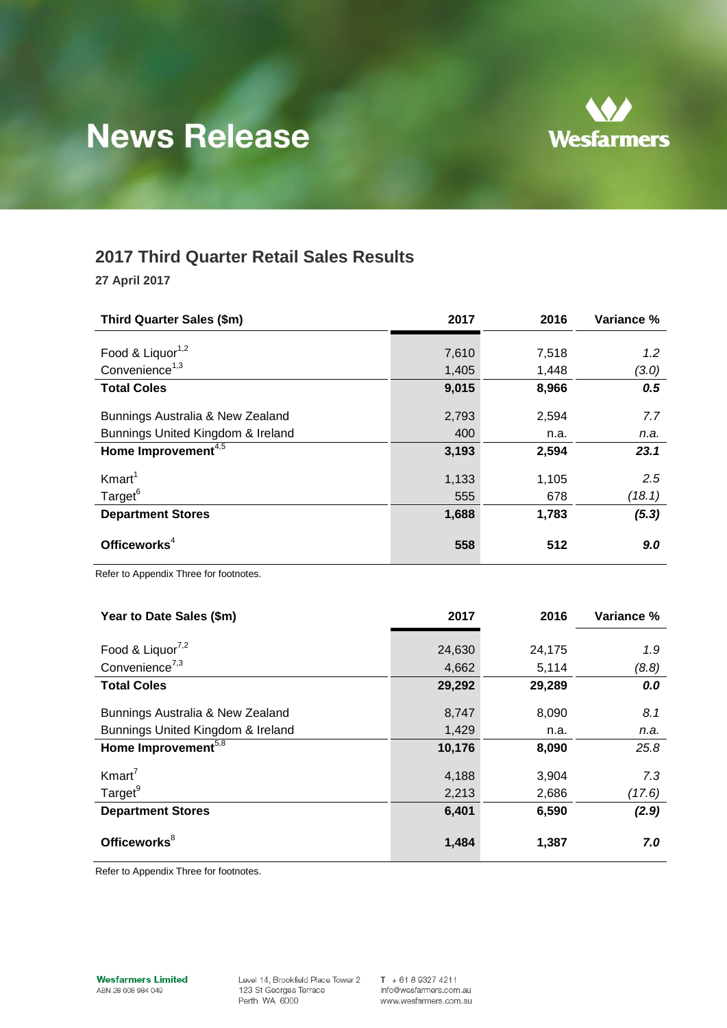# News Release

## 2017 Third Quarter Retail Sales Results

**27 April 2017**

| Third Quarter Sales ($m) | 2017 | 2016 | Variance % |
|---|---|---|---|
| Food & Liquor[1,2] | 7,610 | 7,518 | *1.2* |
| Convenience[1,3] | 1,405 | 1,448 | *(3.0)* |
| **Total Coles** | **9,015** | **8,966** | ***0.5*** |
| Bunnings Australia & New Zealand | 2,793 | 2,594 | *7.7* |
| Bunnings United Kingdom & Ireland | 400 | n.a. | *n.a.* |
| **Home Improvement[4,5]** | **3,193** | **2,594** | ***23.1*** |
| Kmart[1] | 1,133 | 1,105 | *2.5* |
| Target[6] | 555 | 678 | *(18.1)* |
| **Department Stores** | **1,688** | **1,783** | ***(5.3)*** |
| **Officeworks[4]** | **558** | **512** | ***9.0*** |

Refer to Appendix Three for footnotes.

| Year to Date Sales ($m) | 2017 | 2016 | Variance % |
|---|---|---|---|
| Food & Liquor[7,2] | 24,630 | 24,175 | *1.9* |
| Convenience[7,3] | 4,662 | 5,114 | *(8.8)* |
| **Total Coles** | **29,292** | **29,289** | ***0.0*** |
| Bunnings Australia & New Zealand | 8,747 | 8,090 | *8.1* |
| Bunnings United Kingdom & Ireland | 1,429 | n.a. | *n.a.* |
| **Home Improvement[5,8]** | **10,176** | **8,090** | *25.8* |
| Kmart[7] | 4,188 | 3,904 | *7.3* |
| Target[9] | 2,213 | 2,686 | *(17.6)* |
| **Department Stores** | **6,401** | **6,590** | ***(2.9)*** |
| **Officeworks[8]** | **1,484** | **1,387** | ***7.0*** |

Refer to Appendix Three for footnotes.

**Wesfarmers Limited**
ABN 28 008 984 049

Level 14, Brookfield Place Tower 2
123 St Georges Terrace
Perth WA 6000

T + 61 8 9327 4211
info@wesfarmers.com.au
www.wesfarmers.com.au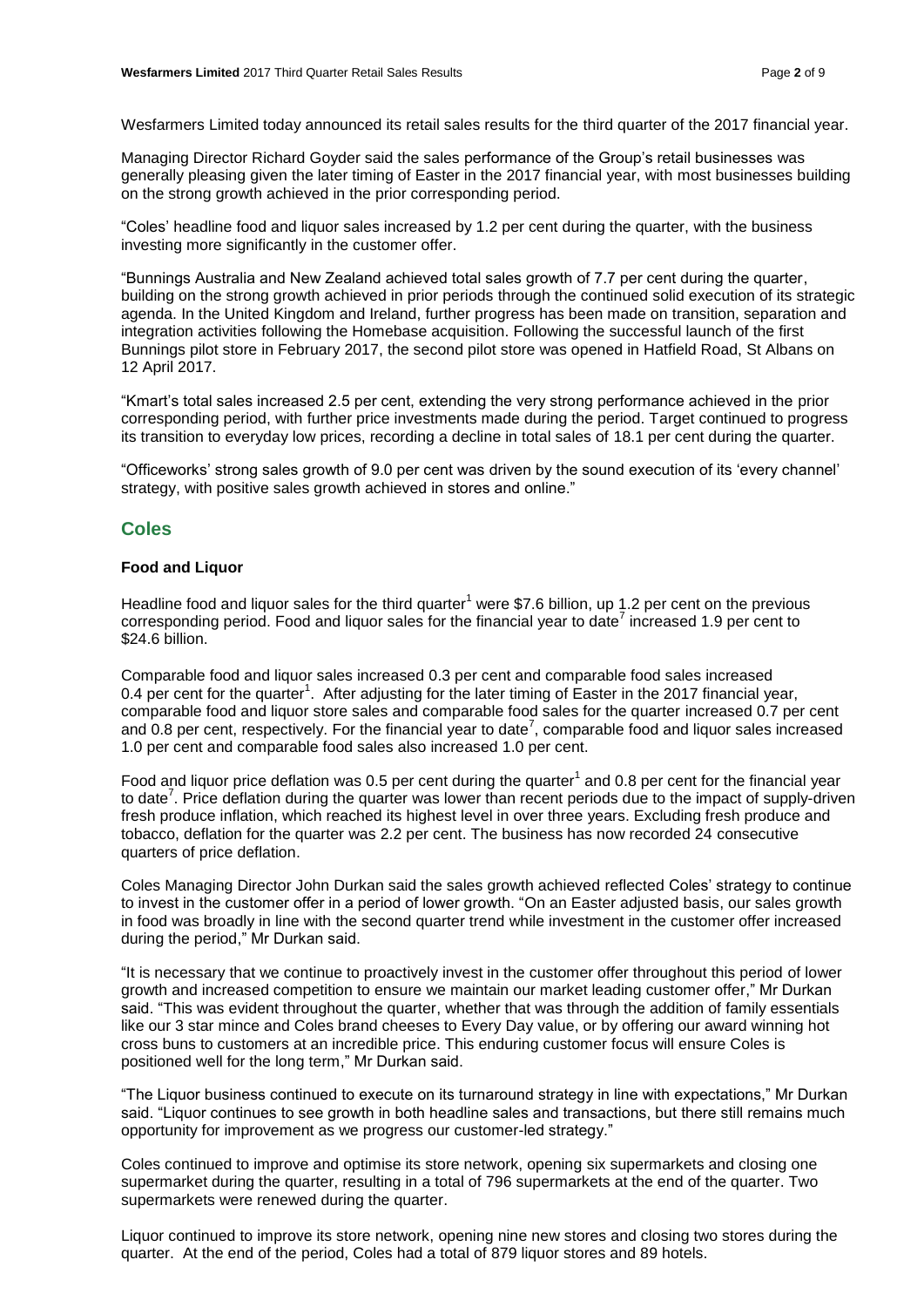Wesfarmers Limited today announced its retail sales results for the third quarter of the 2017 financial year.

Managing Director Richard Goyder said the sales performance of the Group's retail businesses was generally pleasing given the later timing of Easter in the 2017 financial year, with most businesses building on the strong growth achieved in the prior corresponding period.

"Coles' headline food and liquor sales increased by 1.2 per cent during the quarter, with the business investing more significantly in the customer offer.

"Bunnings Australia and New Zealand achieved total sales growth of 7.7 per cent during the quarter, building on the strong growth achieved in prior periods through the continued solid execution of its strategic agenda. In the United Kingdom and Ireland, further progress has been made on transition, separation and integration activities following the Homebase acquisition. Following the successful launch of the first Bunnings pilot store in February 2017, the second pilot store was opened in Hatfield Road, St Albans on 12 April 2017.

"Kmart's total sales increased 2.5 per cent, extending the very strong performance achieved in the prior corresponding period, with further price investments made during the period. Target continued to progress its transition to everyday low prices, recording a decline in total sales of 18.1 per cent during the quarter.

"Officeworks' strong sales growth of 9.0 per cent was driven by the sound execution of its 'every channel' strategy, with positive sales growth achieved in stores and online."

## Coles

### Food and Liquor

Headline food and liquor sales for the third quarter[1] were $7.6 billion, up 1.2 per cent on the previous corresponding period. Food and liquor sales for the financial year to date[7] increased 1.9 per cent to $24.6 billion.

Comparable food and liquor sales increased 0.3 per cent and comparable food sales increased 0.4 per cent for the quarter[1]. After adjusting for the later timing of Easter in the 2017 financial year, comparable food and liquor store sales and comparable food sales for the quarter increased 0.7 per cent and 0.8 per cent, respectively. For the financial year to date[7], comparable food and liquor sales increased 1.0 per cent and comparable food sales also increased 1.0 per cent.

Food and liquor price deflation was 0.5 per cent during the quarter[1] and 0.8 per cent for the financial year to date[7]. Price deflation during the quarter was lower than recent periods due to the impact of supply-driven fresh produce inflation, which reached its highest level in over three years. Excluding fresh produce and tobacco, deflation for the quarter was 2.2 per cent. The business has now recorded 24 consecutive quarters of price deflation.

Coles Managing Director John Durkan said the sales growth achieved reflected Coles' strategy to continue to invest in the customer offer in a period of lower growth. "On an Easter adjusted basis, our sales growth in food was broadly in line with the second quarter trend while investment in the customer offer increased during the period," Mr Durkan said.

"It is necessary that we continue to proactively invest in the customer offer throughout this period of lower growth and increased competition to ensure we maintain our market leading customer offer," Mr Durkan said. "This was evident throughout the quarter, whether that was through the addition of family essentials like our 3 star mince and Coles brand cheeses to Every Day value, or by offering our award winning hot cross buns to customers at an incredible price. This enduring customer focus will ensure Coles is positioned well for the long term," Mr Durkan said.

"The Liquor business continued to execute on its turnaround strategy in line with expectations," Mr Durkan said. "Liquor continues to see growth in both headline sales and transactions, but there still remains much opportunity for improvement as we progress our customer-led strategy."

Coles continued to improve and optimise its store network, opening six supermarkets and closing one supermarket during the quarter, resulting in a total of 796 supermarkets at the end of the quarter. Two supermarkets were renewed during the quarter.

Liquor continued to improve its store network, opening nine new stores and closing two stores during the quarter. At the end of the period, Coles had a total of 879 liquor stores and 89 hotels.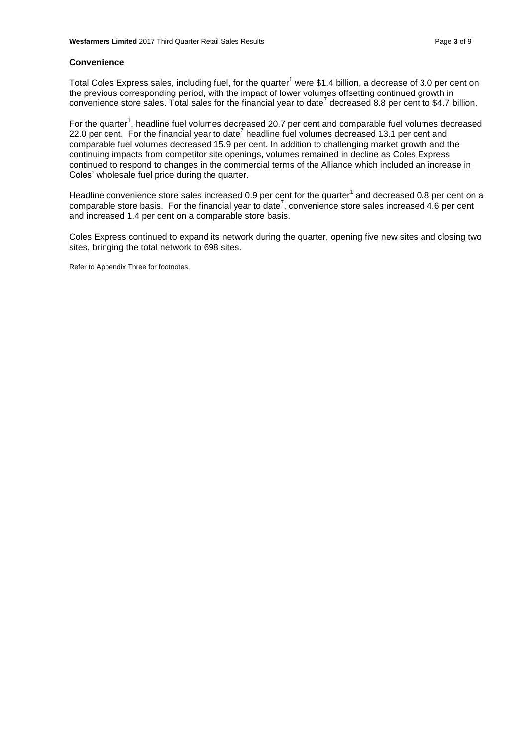## Convenience

Total Coles Express sales, including fuel, for the quarter[1] were $1.4 billion, a decrease of 3.0 per cent on the previous corresponding period, with the impact of lower volumes offsetting continued growth in convenience store sales. Total sales for the financial year to date[7] decreased 8.8 per cent to $4.7 billion.

For the quarter[1], headline fuel volumes decreased 20.7 per cent and comparable fuel volumes decreased 22.0 per cent. For the financial year to date[7] headline fuel volumes decreased 13.1 per cent and comparable fuel volumes decreased 15.9 per cent. In addition to challenging market growth and the continuing impacts from competitor site openings, volumes remained in decline as Coles Express continued to respond to changes in the commercial terms of the Alliance which included an increase in Coles' wholesale fuel price during the quarter.

Headline convenience store sales increased 0.9 per cent for the quarter[1] and decreased 0.8 per cent on a comparable store basis. For the financial year to date[7], convenience store sales increased 4.6 per cent and increased 1.4 per cent on a comparable store basis.

Coles Express continued to expand its network during the quarter, opening five new sites and closing two sites, bringing the total network to 698 sites.

Refer to Appendix Three for footnotes.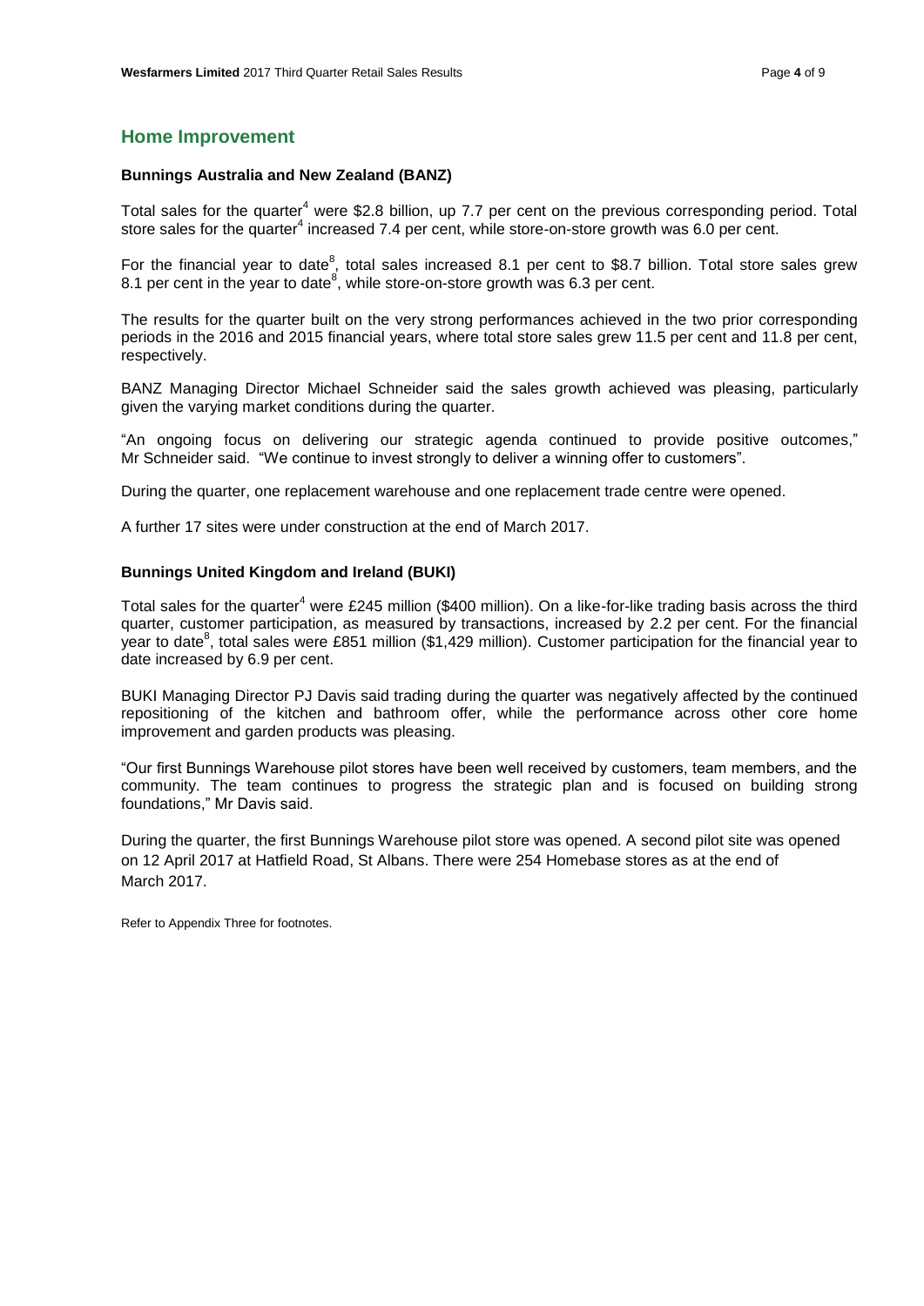## Home Improvement

### Bunnings Australia and New Zealand (BANZ)

Total sales for the quarter[4] were $2.8 billion, up 7.7 per cent on the previous corresponding period. Total store sales for the quarter[4] increased 7.4 per cent, while store-on-store growth was 6.0 per cent.

For the financial year to date[8], total sales increased 8.1 per cent to $8.7 billion. Total store sales grew 8.1 per cent in the year to date[8], while store-on-store growth was 6.3 per cent.

The results for the quarter built on the very strong performances achieved in the two prior corresponding periods in the 2016 and 2015 financial years, where total store sales grew 11.5 per cent and 11.8 per cent, respectively.

BANZ Managing Director Michael Schneider said the sales growth achieved was pleasing, particularly given the varying market conditions during the quarter.

"An ongoing focus on delivering our strategic agenda continued to provide positive outcomes," Mr Schneider said. "We continue to invest strongly to deliver a winning offer to customers".

During the quarter, one replacement warehouse and one replacement trade centre were opened.

A further 17 sites were under construction at the end of March 2017.

### Bunnings United Kingdom and Ireland (BUKI)

Total sales for the quarter[4] were £245 million ($400 million). On a like-for-like trading basis across the third quarter, customer participation, as measured by transactions, increased by 2.2 per cent. For the financial year to date[8], total sales were £851 million ($1,429 million). Customer participation for the financial year to date increased by 6.9 per cent.

BUKI Managing Director PJ Davis said trading during the quarter was negatively affected by the continued repositioning of the kitchen and bathroom offer, while the performance across other core home improvement and garden products was pleasing.

"Our first Bunnings Warehouse pilot stores have been well received by customers, team members, and the community. The team continues to progress the strategic plan and is focused on building strong foundations," Mr Davis said.

During the quarter, the first Bunnings Warehouse pilot store was opened. A second pilot site was opened on 12 April 2017 at Hatfield Road, St Albans. There were 254 Homebase stores as at the end of March 2017.

Refer to Appendix Three for footnotes.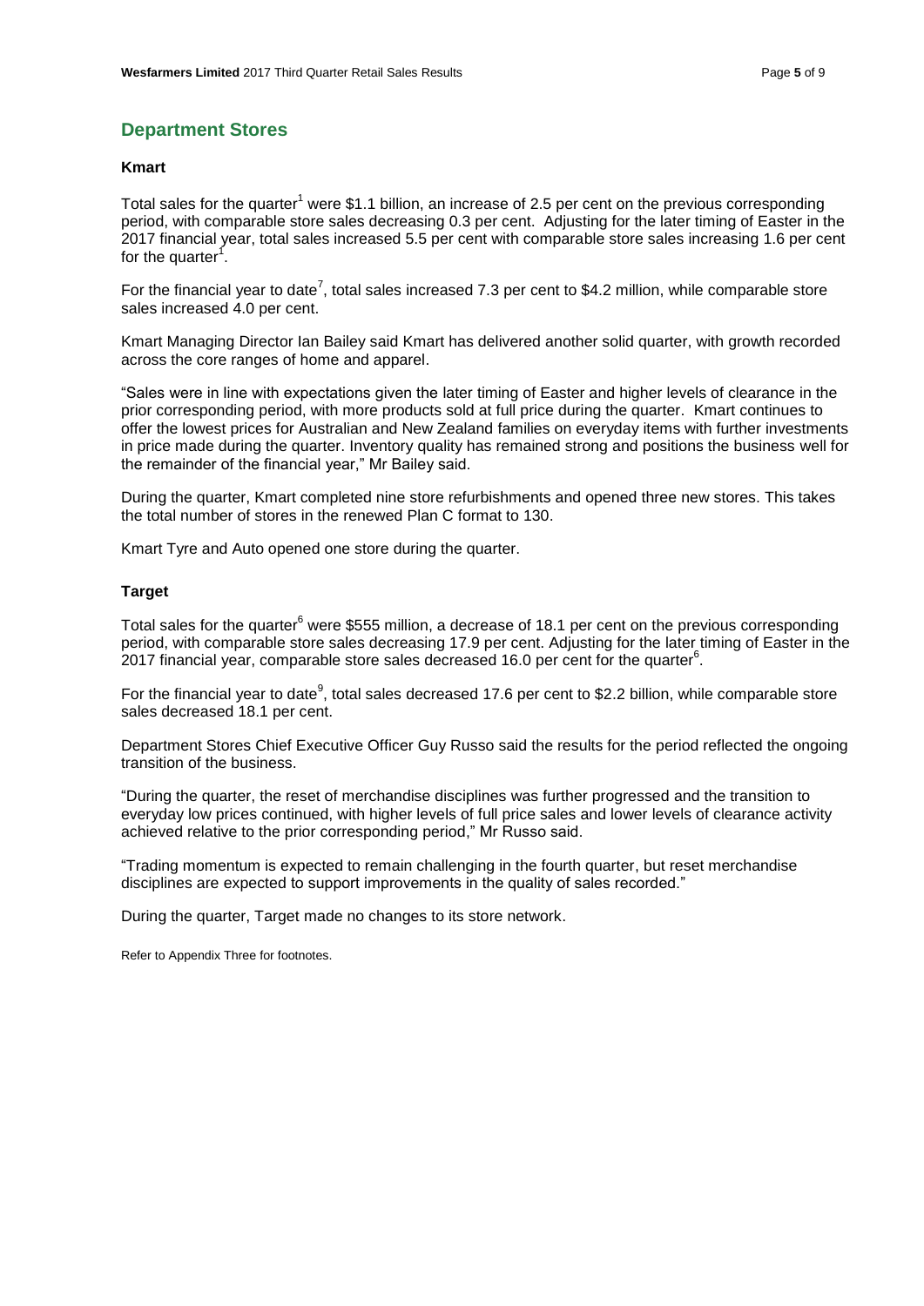## Department Stores

### Kmart

Total sales for the quarter[1] were $1.1 billion, an increase of 2.5 per cent on the previous corresponding period, with comparable store sales decreasing 0.3 per cent. Adjusting for the later timing of Easter in the 2017 financial year, total sales increased 5.5 per cent with comparable store sales increasing 1.6 per cent for the quarter[1].

For the financial year to date[7], total sales increased 7.3 per cent to $4.2 million, while comparable store sales increased 4.0 per cent.

Kmart Managing Director Ian Bailey said Kmart has delivered another solid quarter, with growth recorded across the core ranges of home and apparel.

"Sales were in line with expectations given the later timing of Easter and higher levels of clearance in the prior corresponding period, with more products sold at full price during the quarter. Kmart continues to offer the lowest prices for Australian and New Zealand families on everyday items with further investments in price made during the quarter. Inventory quality has remained strong and positions the business well for the remainder of the financial year," Mr Bailey said.

During the quarter, Kmart completed nine store refurbishments and opened three new stores. This takes the total number of stores in the renewed Plan C format to 130.

Kmart Tyre and Auto opened one store during the quarter.

### Target

Total sales for the quarter[6] were $555 million, a decrease of 18.1 per cent on the previous corresponding period, with comparable store sales decreasing 17.9 per cent. Adjusting for the later timing of Easter in the 2017 financial year, comparable store sales decreased 16.0 per cent for the quarter[6].

For the financial year to date[9], total sales decreased 17.6 per cent to $2.2 billion, while comparable store sales decreased 18.1 per cent.

Department Stores Chief Executive Officer Guy Russo said the results for the period reflected the ongoing transition of the business.

"During the quarter, the reset of merchandise disciplines was further progressed and the transition to everyday low prices continued, with higher levels of full price sales and lower levels of clearance activity achieved relative to the prior corresponding period," Mr Russo said.

"Trading momentum is expected to remain challenging in the fourth quarter, but reset merchandise disciplines are expected to support improvements in the quality of sales recorded."

During the quarter, Target made no changes to its store network.

Refer to Appendix Three for footnotes.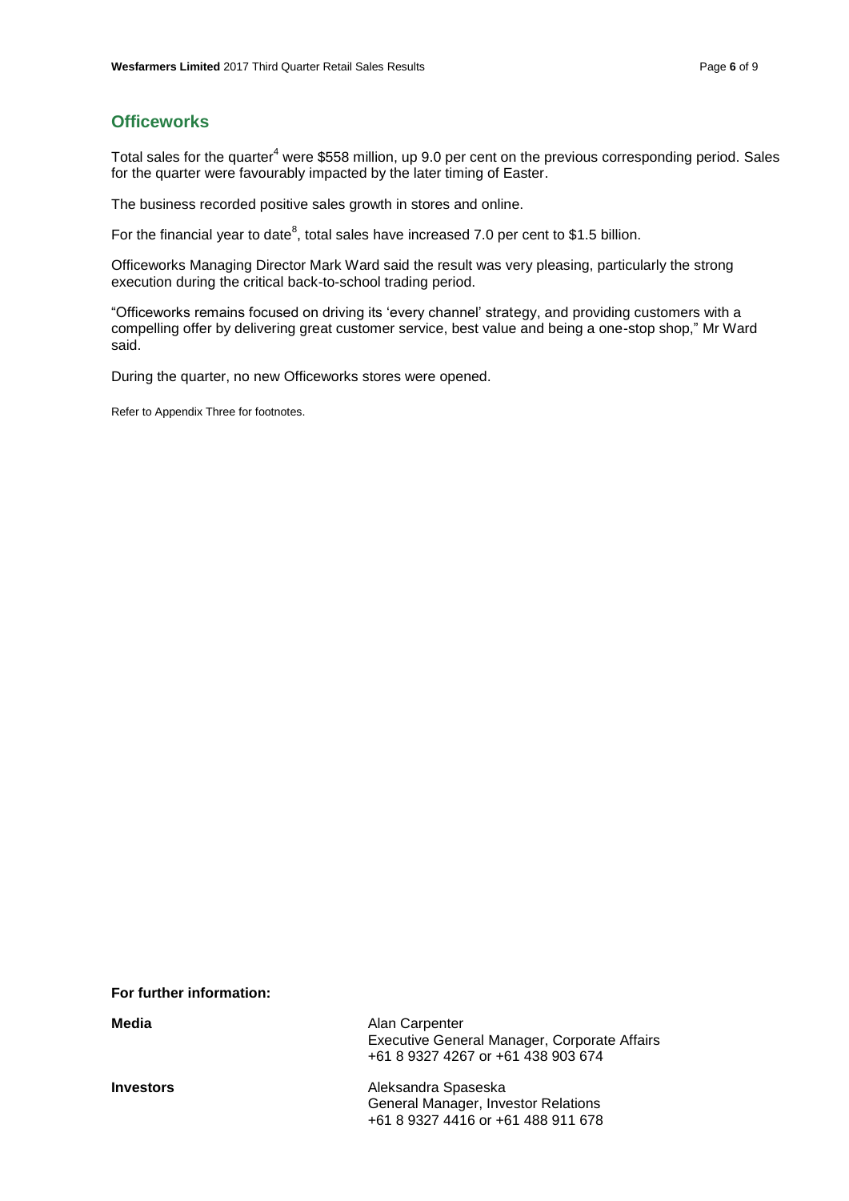## Officeworks

Total sales for the quarter[4] were $558 million, up 9.0 per cent on the previous corresponding period. Sales for the quarter were favourably impacted by the later timing of Easter.

The business recorded positive sales growth in stores and online.

For the financial year to date[8], total sales have increased 7.0 per cent to $1.5 billion.

Officeworks Managing Director Mark Ward said the result was very pleasing, particularly the strong execution during the critical back-to-school trading period.

"Officeworks remains focused on driving its 'every channel' strategy, and providing customers with a compelling offer by delivering great customer service, best value and being a one-stop shop," Mr Ward said.

During the quarter, no new Officeworks stores were opened.

Refer to Appendix Three for footnotes.

**For further information:**

| | |
|---|---|
| **Media** | Alan Carpenter<br>Executive General Manager, Corporate Affairs<br>+61 8 9327 4267 or +61 438 903 674 |
| **Investors** | Aleksandra Spaseska<br>General Manager, Investor Relations<br>+61 8 9327 4416 or +61 488 911 678 |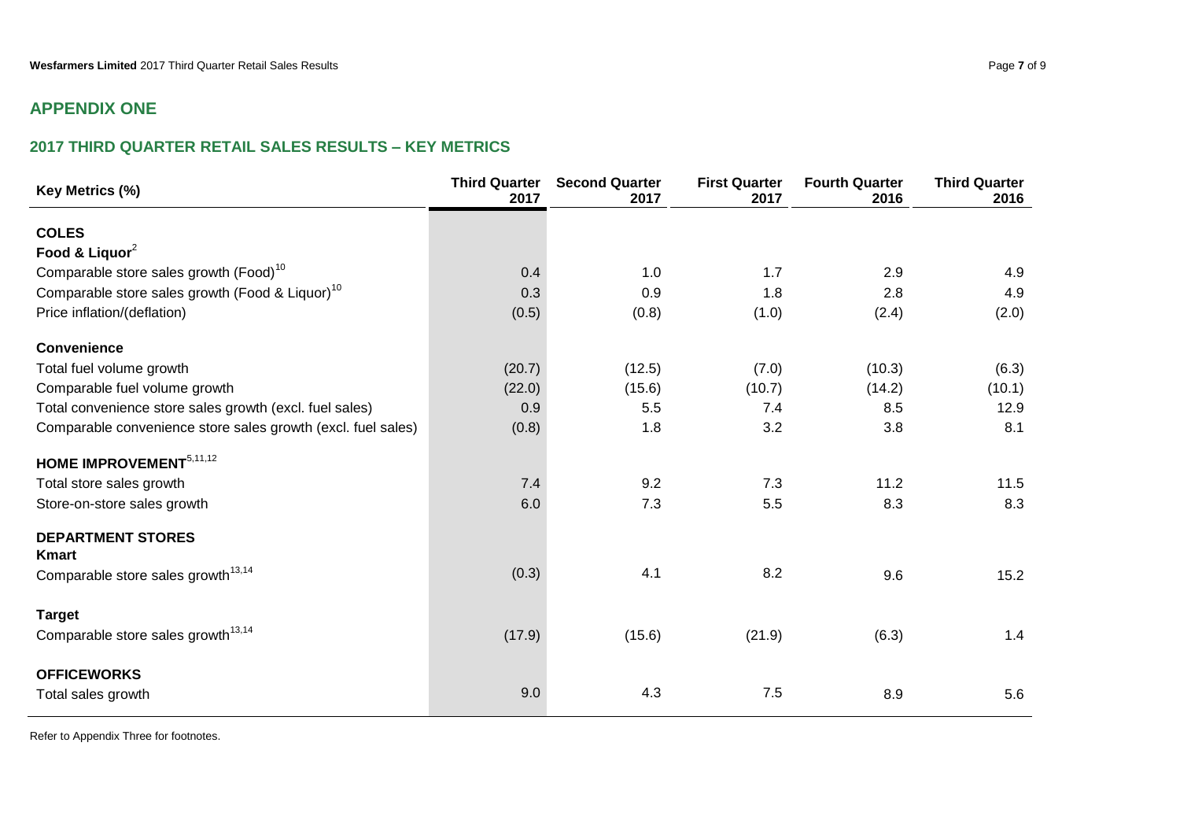## APPENDIX ONE

## 2017 THIRD QUARTER RETAIL SALES RESULTS – KEY METRICS

| Key Metrics (%) | Third Quarter 2017 | Second Quarter 2017 | First Quarter 2017 | Fourth Quarter 2016 | Third Quarter 2016 |
|---|---|---|---|---|---|
| **COLES** | | | | | |
| **Food & Liquor**[2] | | | | | |
| Comparable store sales growth (Food)[10] | 0.4 | 1.0 | 1.7 | 2.9 | 4.9 |
| Comparable store sales growth (Food & Liquor)[10] | 0.3 | 0.9 | 1.8 | 2.8 | 4.9 |
| Price inflation/(deflation) | (0.5) | (0.8) | (1.0) | (2.4) | (2.0) |
| **Convenience** | | | | | |
| Total fuel volume growth | (20.7) | (12.5) | (7.0) | (10.3) | (6.3) |
| Comparable fuel volume growth | (22.0) | (15.6) | (10.7) | (14.2) | (10.1) |
| Total convenience store sales growth (excl. fuel sales) | 0.9 | 5.5 | 7.4 | 8.5 | 12.9 |
| Comparable convenience store sales growth (excl. fuel sales) | (0.8) | 1.8 | 3.2 | 3.8 | 8.1 |
| **HOME IMPROVEMENT**[5,11,12] | | | | | |
| Total store sales growth | 7.4 | 9.2 | 7.3 | 11.2 | 11.5 |
| Store-on-store sales growth | 6.0 | 7.3 | 5.5 | 8.3 | 8.3 |
| **DEPARTMENT STORES** | | | | | |
| **Kmart** | | | | | |
| Comparable store sales growth[13,14] | (0.3) | 4.1 | 8.2 | 9.6 | 15.2 |
| **Target** | | | | | |
| Comparable store sales growth[13,14] | (17.9) | (15.6) | (21.9) | (6.3) | 1.4 |
| **OFFICEWORKS** | | | | | |
| Total sales growth | 9.0 | 4.3 | 7.5 | 8.9 | 5.6 |

Refer to Appendix Three for footnotes.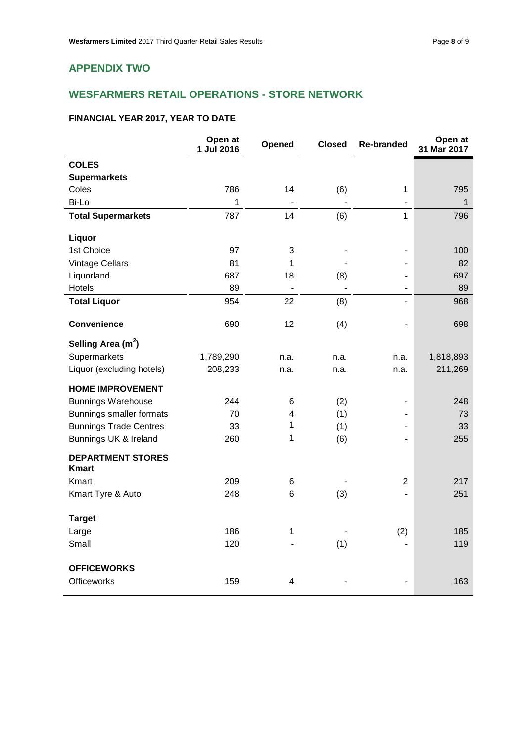## APPENDIX TWO

## WESFARMERS RETAIL OPERATIONS - STORE NETWORK

### FINANCIAL YEAR 2017, YEAR TO DATE

| | Open at 1 Jul 2016 | Opened | Closed | Re-branded | Open at 31 Mar 2017 |
|---|---|---|---|---|---|
| **COLES** | | | | | |
| **Supermarkets** | | | | | |
| Coles | 786 | 14 | (6) | 1 | 795 |
| Bi-Lo | 1 | - | - | - | 1 |
| **Total Supermarkets** | 787 | 14 | (6) | 1 | 796 |
| | | | | | |
| **Liquor** | | | | | |
| 1st Choice | 97 | 3 | - | - | 100 |
| Vintage Cellars | 81 | 1 | - | - | 82 |
| Liquorland | 687 | 18 | (8) | - | 697 |
| Hotels | 89 | - | - | - | 89 |
| **Total Liquor** | 954 | 22 | (8) | - | 968 |
| | | | | | |
| **Convenience** | 690 | 12 | (4) | - | 698 |
| **Selling Area ($m^2$)** | | | | | |
| Supermarkets | 1,789,290 | n.a. | n.a. | n.a. | 1,818,893 |
| Liquor (excluding hotels) | 208,233 | n.a. | n.a. | n.a. | 211,269 |
| **HOME IMPROVEMENT** | | | | | |
| Bunnings Warehouse | 244 | 6 | (2) | - | 248 |
| Bunnings smaller formats | 70 | 4 | (1) | - | 73 |
| Bunnings Trade Centres | 33 | 1 | (1) | - | 33 |
| Bunnings UK & Ireland | 260 | 1 | (6) | - | 255 |
| **DEPARTMENT STORES** | | | | | |
| **Kmart** | | | | | |
| Kmart | 209 | 6 | - | 2 | 217 |
| Kmart Tyre & Auto | 248 | 6 | (3) | - | 251 |
| | | | | | |
| **Target** | | | | | |
| Large | 186 | 1 | - | (2) | 185 |
| Small | 120 | - | (1) | - | 119 |
| | | | | | |
| **OFFICEWORKS** | | | | | |
| Officeworks | 159 | 4 | - | - | 163 |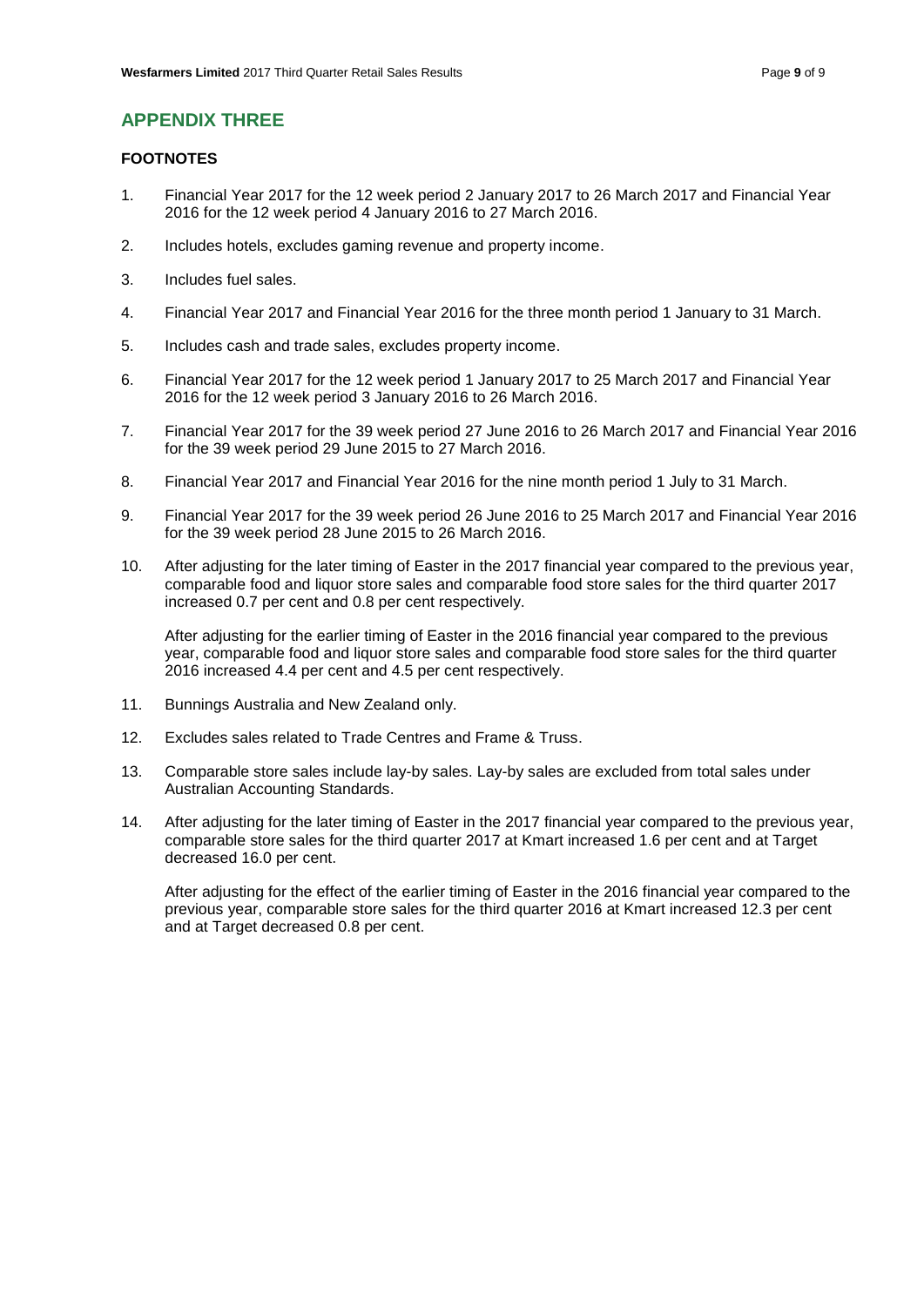## APPENDIX THREE

### FOOTNOTES

1. Financial Year 2017 for the 12 week period 2 January 2017 to 26 March 2017 and Financial Year 2016 for the 12 week period 4 January 2016 to 27 March 2016.
2. Includes hotels, excludes gaming revenue and property income.
3. Includes fuel sales.
4. Financial Year 2017 and Financial Year 2016 for the three month period 1 January to 31 March.
5. Includes cash and trade sales, excludes property income.
6. Financial Year 2017 for the 12 week period 1 January 2017 to 25 March 2017 and Financial Year 2016 for the 12 week period 3 January 2016 to 26 March 2016.
7. Financial Year 2017 for the 39 week period 27 June 2016 to 26 March 2017 and Financial Year 2016 for the 39 week period 29 June 2015 to 27 March 2016.
8. Financial Year 2017 and Financial Year 2016 for the nine month period 1 July to 31 March.
9. Financial Year 2017 for the 39 week period 26 June 2016 to 25 March 2017 and Financial Year 2016 for the 39 week period 28 June 2015 to 26 March 2016.
10. After adjusting for the later timing of Easter in the 2017 financial year compared to the previous year, comparable food and liquor store sales and comparable food store sales for the third quarter 2017 increased 0.7 per cent and 0.8 per cent respectively.

    After adjusting for the earlier timing of Easter in the 2016 financial year compared to the previous year, comparable food and liquor store sales and comparable food store sales for the third quarter 2016 increased 4.4 per cent and 4.5 per cent respectively.
11. Bunnings Australia and New Zealand only.
12. Excludes sales related to Trade Centres and Frame & Truss.
13. Comparable store sales include lay-by sales. Lay-by sales are excluded from total sales under Australian Accounting Standards.
14. After adjusting for the later timing of Easter in the 2017 financial year compared to the previous year, comparable store sales for the third quarter 2017 at Kmart increased 1.6 per cent and at Target decreased 16.0 per cent.

    After adjusting for the effect of the earlier timing of Easter in the 2016 financial year compared to the previous year, comparable store sales for the third quarter 2016 at Kmart increased 12.3 per cent and at Target decreased 0.8 per cent.